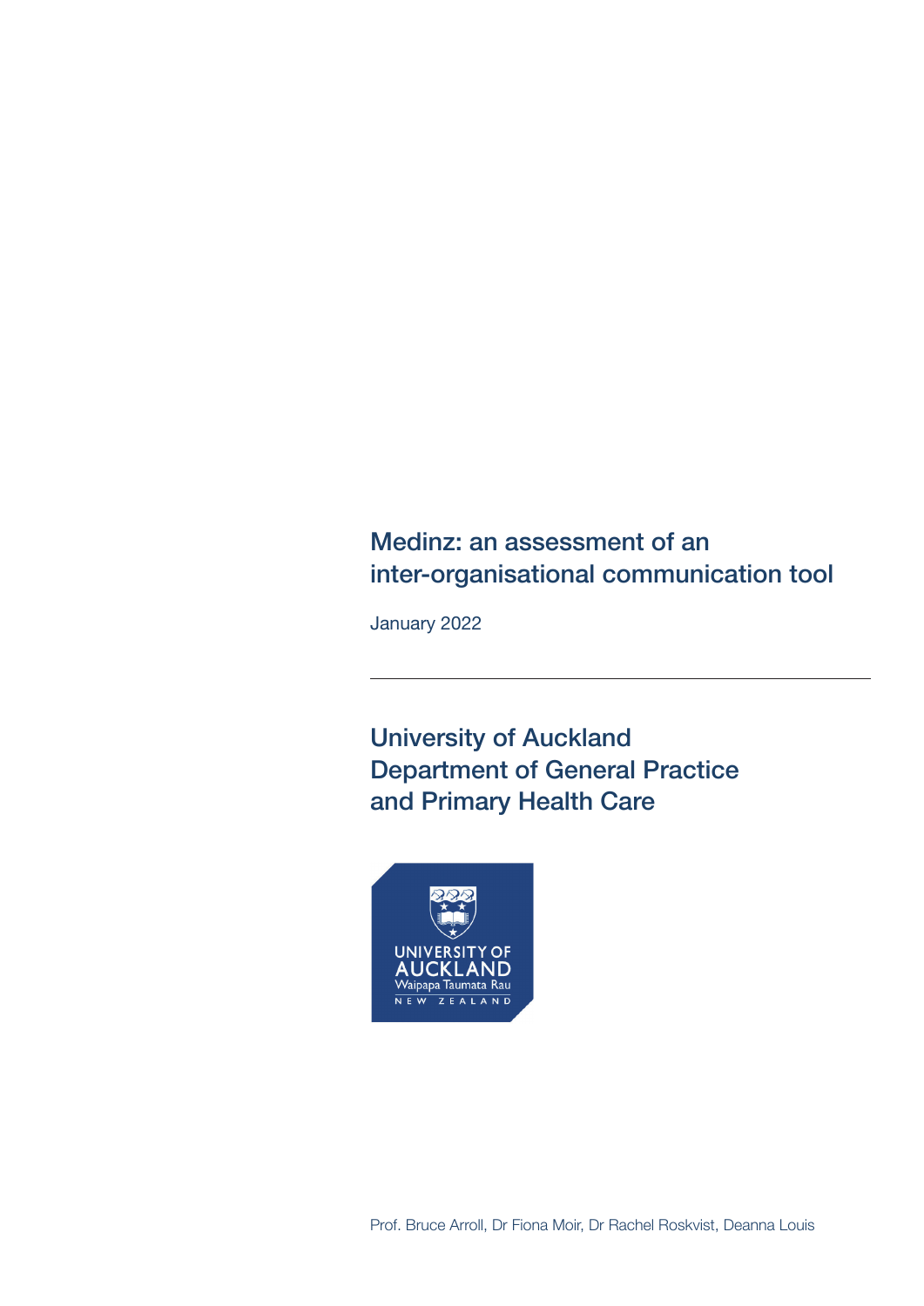# Medinz: an assessment of an inter-organisational communication tool

January 2022

---

## University of Auckland
## Department of General Practice and Primary Health Care

UNIVERSITY OF AUCKLAND
Waipapa Taumata Rau
NEW ZEALAND

Prof. Bruce Arroll, Dr Fiona Moir, Dr Rachel Roskvist, Deanna Louis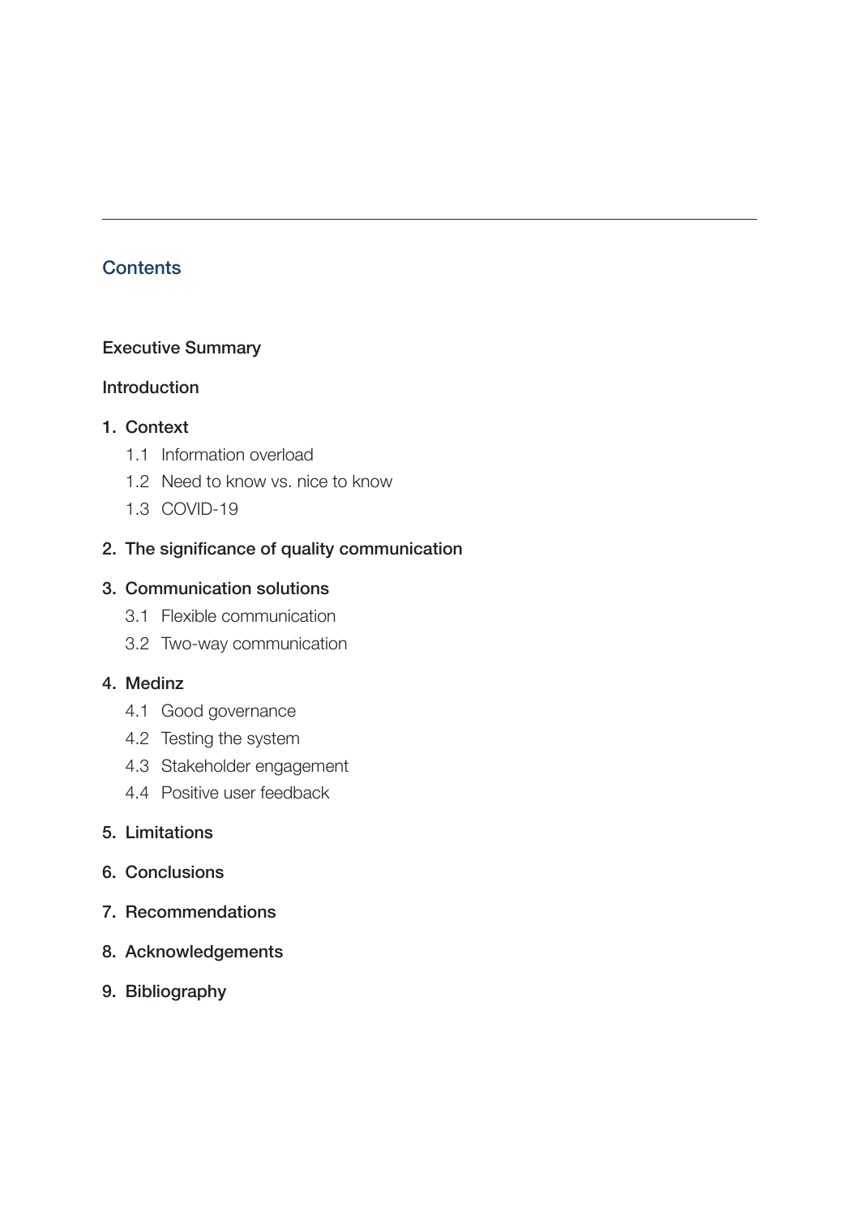## Contents

**Executive Summary**

**Introduction**

**1. Context**

- 1.1 Information overload
- 1.2 Need to know vs. nice to know
- 1.3 COVID-19

**2. The significance of quality communication**

**3. Communication solutions**

- 3.1 Flexible communication
- 3.2 Two-way communication

**4. Medinz**

- 4.1 Good governance
- 4.2 Testing the system
- 4.3 Stakeholder engagement
- 4.4 Positive user feedback

**5. Limitations**

**6. Conclusions**

**7. Recommendations**

**8. Acknowledgements**

**9. Bibliography**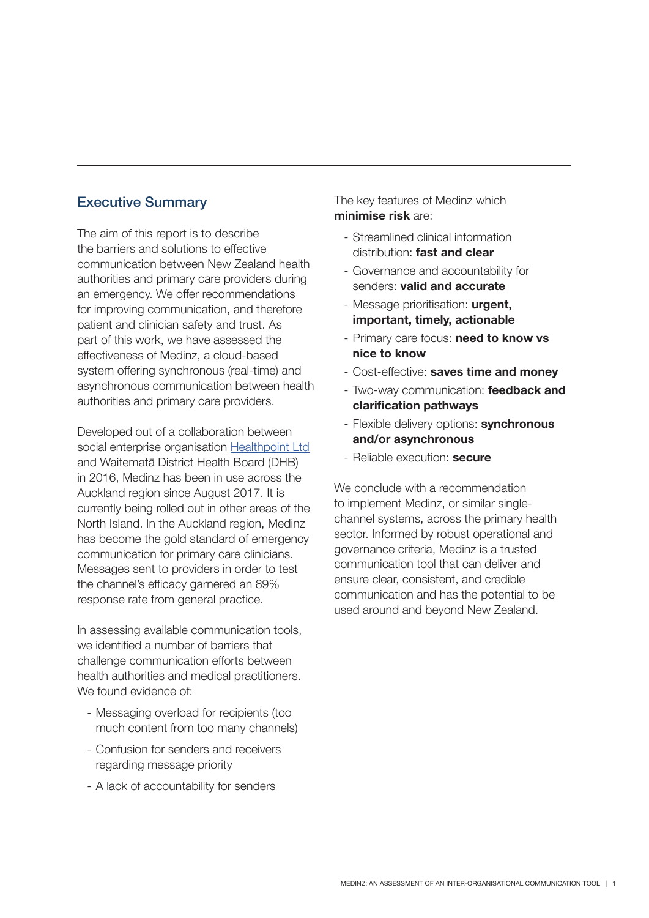## Executive Summary

The aim of this report is to describe the barriers and solutions to effective communication between New Zealand health authorities and primary care providers during an emergency. We offer recommendations for improving communication, and therefore patient and clinician safety and trust. As part of this work, we have assessed the effectiveness of Medinz, a cloud-based system offering synchronous (real-time) and asynchronous communication between health authorities and primary care providers.

Developed out of a collaboration between social enterprise organisation [Healthpoint Ltd] and Waitematā District Health Board (DHB) in 2016, Medinz has been in use across the Auckland region since August 2017. It is currently being rolled out in other areas of the North Island. In the Auckland region, Medinz has become the gold standard of emergency communication for primary care clinicians. Messages sent to providers in order to test the channel's efficacy garnered an 89% response rate from general practice.

In assessing available communication tools, we identified a number of barriers that challenge communication efforts between health authorities and medical practitioners. We found evidence of:

- Messaging overload for recipients (too much content from too many channels)
- Confusion for senders and receivers regarding message priority
- A lack of accountability for senders

The key features of Medinz which **minimise risk** are:

- Streamlined clinical information distribution: **fast and clear**
- Governance and accountability for senders: **valid and accurate**
- Message prioritisation: **urgent, important, timely, actionable**
- Primary care focus: **need to know vs nice to know**
- Cost-effective: **saves time and money**
- Two-way communication: **feedback and clarification pathways**
- Flexible delivery options: **synchronous and/or asynchronous**
- Reliable execution: **secure**

We conclude with a recommendation to implement Medinz, or similar single-channel systems, across the primary health sector. Informed by robust operational and governance criteria, Medinz is a trusted communication tool that can deliver and ensure clear, consistent, and credible communication and has the potential to be used around and beyond New Zealand.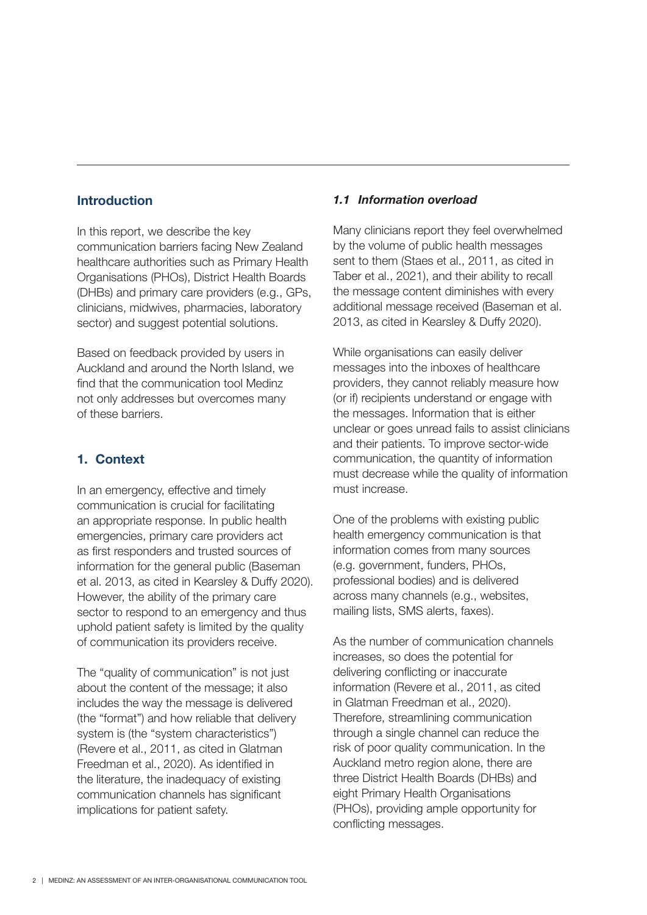## Introduction

In this report, we describe the key communication barriers facing New Zealand healthcare authorities such as Primary Health Organisations (PHOs), District Health Boards (DHBs) and primary care providers (e.g., GPs, clinicians, midwives, pharmacies, laboratory sector) and suggest potential solutions.

Based on feedback provided by users in Auckland and around the North Island, we find that the communication tool Medinz not only addresses but overcomes many of these barriers.

## 1. Context

In an emergency, effective and timely communication is crucial for facilitating an appropriate response. In public health emergencies, primary care providers act as first responders and trusted sources of information for the general public (Baseman et al. 2013, as cited in Kearsley & Duffy 2020). However, the ability of the primary care sector to respond to an emergency and thus uphold patient safety is limited by the quality of communication its providers receive.

The "quality of communication" is not just about the content of the message; it also includes the way the message is delivered (the "format") and how reliable that delivery system is (the "system characteristics") (Revere et al., 2011, as cited in Glatman Freedman et al., 2020). As identified in the literature, the inadequacy of existing communication channels has significant implications for patient safety.

### *1.1 Information overload*

Many clinicians report they feel overwhelmed by the volume of public health messages sent to them (Staes et al., 2011, as cited in Taber et al., 2021), and their ability to recall the message content diminishes with every additional message received (Baseman et al. 2013, as cited in Kearsley & Duffy 2020).

While organisations can easily deliver messages into the inboxes of healthcare providers, they cannot reliably measure how (or if) recipients understand or engage with the messages. Information that is either unclear or goes unread fails to assist clinicians and their patients. To improve sector-wide communication, the quantity of information must decrease while the quality of information must increase.

One of the problems with existing public health emergency communication is that information comes from many sources (e.g. government, funders, PHOs, professional bodies) and is delivered across many channels (e.g., websites, mailing lists, SMS alerts, faxes).

As the number of communication channels increases, so does the potential for delivering conflicting or inaccurate information (Revere et al., 2011, as cited in Glatman Freedman et al., 2020). Therefore, streamlining communication through a single channel can reduce the risk of poor quality communication. In the Auckland metro region alone, there are three District Health Boards (DHBs) and eight Primary Health Organisations (PHOs), providing ample opportunity for conflicting messages.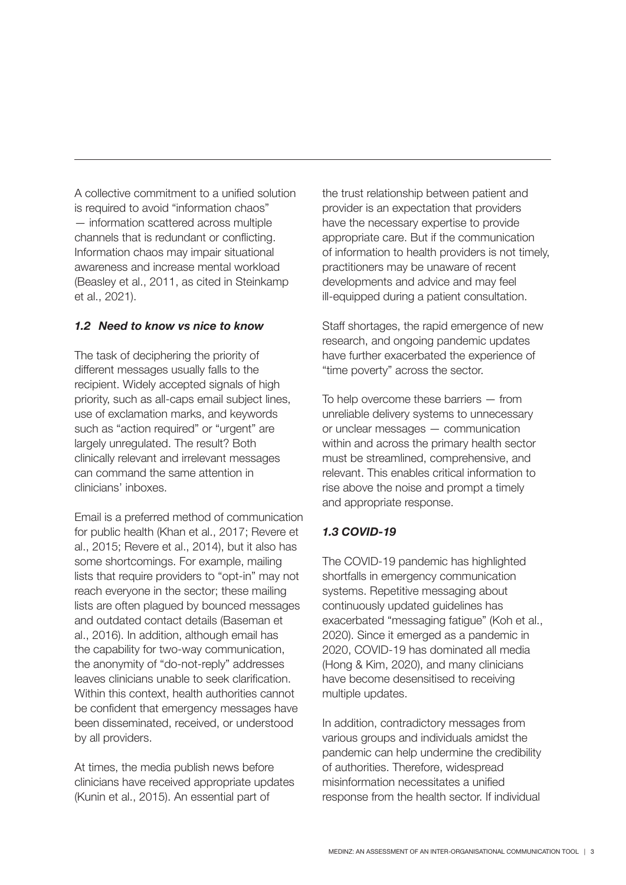A collective commitment to a unified solution is required to avoid "information chaos" — information scattered across multiple channels that is redundant or conflicting. Information chaos may impair situational awareness and increase mental workload (Beasley et al., 2011, as cited in Steinkamp et al., 2021).

### *1.2 Need to know vs nice to know*

The task of deciphering the priority of different messages usually falls to the recipient. Widely accepted signals of high priority, such as all-caps email subject lines, use of exclamation marks, and keywords such as "action required" or "urgent" are largely unregulated. The result? Both clinically relevant and irrelevant messages can command the same attention in clinicians' inboxes.

Email is a preferred method of communication for public health (Khan et al., 2017; Revere et al., 2015; Revere et al., 2014), but it also has some shortcomings. For example, mailing lists that require providers to "opt-in" may not reach everyone in the sector; these mailing lists are often plagued by bounced messages and outdated contact details (Baseman et al., 2016). In addition, although email has the capability for two-way communication, the anonymity of "do-not-reply" addresses leaves clinicians unable to seek clarification. Within this context, health authorities cannot be confident that emergency messages have been disseminated, received, or understood by all providers.

At times, the media publish news before clinicians have received appropriate updates (Kunin et al., 2015). An essential part of the trust relationship between patient and provider is an expectation that providers have the necessary expertise to provide appropriate care. But if the communication of information to health providers is not timely, practitioners may be unaware of recent developments and advice and may feel ill-equipped during a patient consultation.

Staff shortages, the rapid emergence of new research, and ongoing pandemic updates have further exacerbated the experience of "time poverty" across the sector.

To help overcome these barriers — from unreliable delivery systems to unnecessary or unclear messages — communication within and across the primary health sector must be streamlined, comprehensive, and relevant. This enables critical information to rise above the noise and prompt a timely and appropriate response.

### *1.3 COVID-19*

The COVID-19 pandemic has highlighted shortfalls in emergency communication systems. Repetitive messaging about continuously updated guidelines has exacerbated "messaging fatigue" (Koh et al., 2020). Since it emerged as a pandemic in 2020, COVID-19 has dominated all media (Hong & Kim, 2020), and many clinicians have become desensitised to receiving multiple updates.

In addition, contradictory messages from various groups and individuals amidst the pandemic can help undermine the credibility of authorities. Therefore, widespread misinformation necessitates a unified response from the health sector. If individual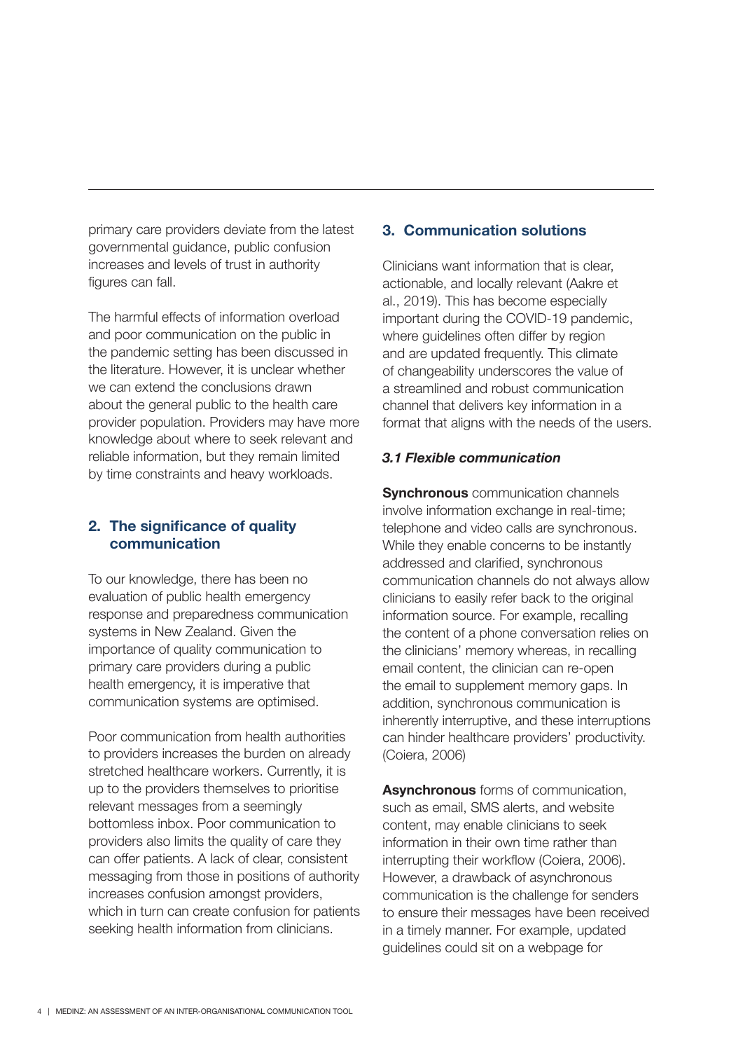primary care providers deviate from the latest governmental guidance, public confusion increases and levels of trust in authority figures can fall.

The harmful effects of information overload and poor communication on the public in the pandemic setting has been discussed in the literature. However, it is unclear whether we can extend the conclusions drawn about the general public to the health care provider population. Providers may have more knowledge about where to seek relevant and reliable information, but they remain limited by time constraints and heavy workloads.

## 2. The significance of quality communication

To our knowledge, there has been no evaluation of public health emergency response and preparedness communication systems in New Zealand. Given the importance of quality communication to primary care providers during a public health emergency, it is imperative that communication systems are optimised.

Poor communication from health authorities to providers increases the burden on already stretched healthcare workers. Currently, it is up to the providers themselves to prioritise relevant messages from a seemingly bottomless inbox. Poor communication to providers also limits the quality of care they can offer patients. A lack of clear, consistent messaging from those in positions of authority increases confusion amongst providers, which in turn can create confusion for patients seeking health information from clinicians.

## 3. Communication solutions

Clinicians want information that is clear, actionable, and locally relevant (Aakre et al., 2019). This has become especially important during the COVID-19 pandemic, where guidelines often differ by region and are updated frequently. This climate of changeability underscores the value of a streamlined and robust communication channel that delivers key information in a format that aligns with the needs of the users.

### *3.1 Flexible communication*

**Synchronous** communication channels involve information exchange in real-time; telephone and video calls are synchronous. While they enable concerns to be instantly addressed and clarified, synchronous communication channels do not always allow clinicians to easily refer back to the original information source. For example, recalling the content of a phone conversation relies on the clinicians' memory whereas, in recalling email content, the clinician can re-open the email to supplement memory gaps. In addition, synchronous communication is inherently interruptive, and these interruptions can hinder healthcare providers' productivity. (Coiera, 2006)

**Asynchronous** forms of communication, such as email, SMS alerts, and website content, may enable clinicians to seek information in their own time rather than interrupting their workflow (Coiera, 2006). However, a drawback of asynchronous communication is the challenge for senders to ensure their messages have been received in a timely manner. For example, updated guidelines could sit on a webpage for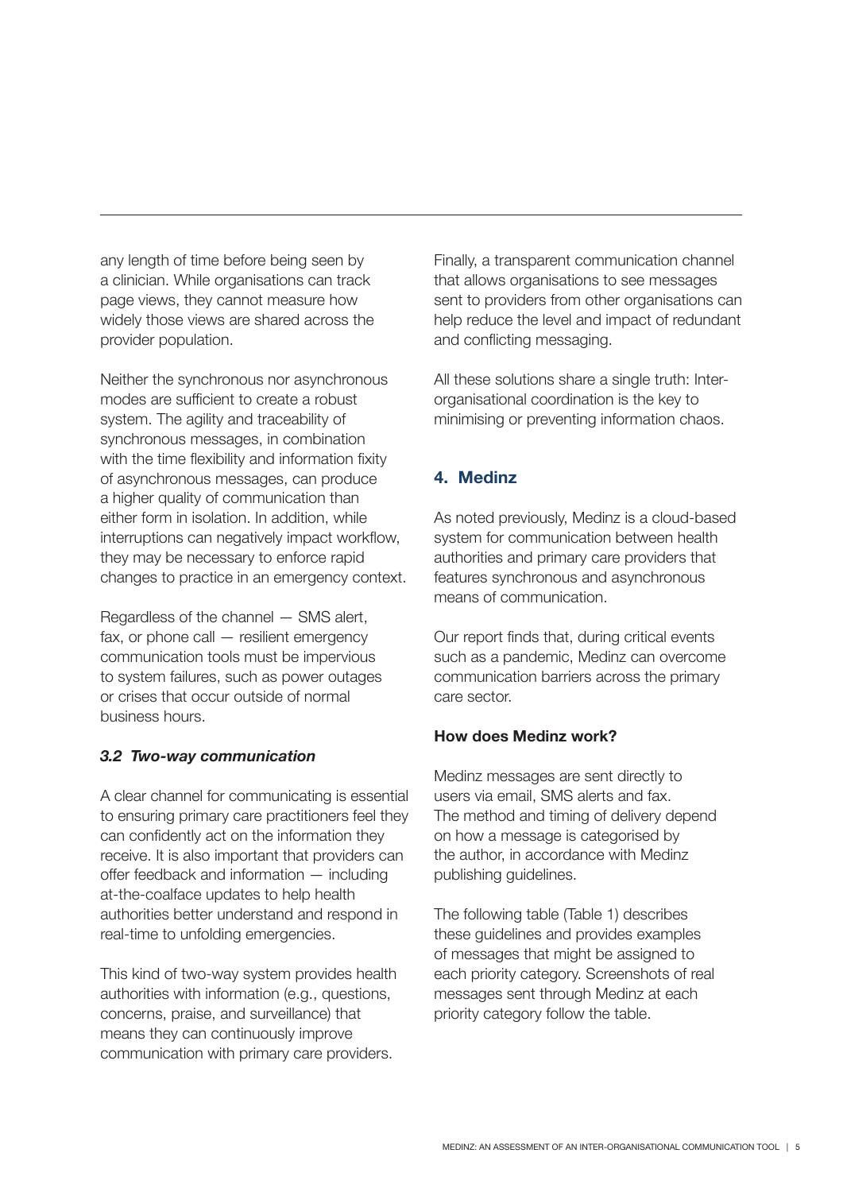any length of time before being seen by a clinician. While organisations can track page views, they cannot measure how widely those views are shared across the provider population.

Neither the synchronous nor asynchronous modes are sufficient to create a robust system. The agility and traceability of synchronous messages, in combination with the time flexibility and information fixity of asynchronous messages, can produce a higher quality of communication than either form in isolation. In addition, while interruptions can negatively impact workflow, they may be necessary to enforce rapid changes to practice in an emergency context.

Regardless of the channel — SMS alert, fax, or phone call — resilient emergency communication tools must be impervious to system failures, such as power outages or crises that occur outside of normal business hours.

### *3.2 Two-way communication*

A clear channel for communicating is essential to ensuring primary care practitioners feel they can confidently act on the information they receive. It is also important that providers can offer feedback and information — including at-the-coalface updates to help health authorities better understand and respond in real-time to unfolding emergencies.

This kind of two-way system provides health authorities with information (e.g., questions, concerns, praise, and surveillance) that means they can continuously improve communication with primary care providers.

Finally, a transparent communication channel that allows organisations to see messages sent to providers from other organisations can help reduce the level and impact of redundant and conflicting messaging.

All these solutions share a single truth: Inter-organisational coordination is the key to minimising or preventing information chaos.

## 4. Medinz

As noted previously, Medinz is a cloud-based system for communication between health authorities and primary care providers that features synchronous and asynchronous means of communication.

Our report finds that, during critical events such as a pandemic, Medinz can overcome communication barriers across the primary care sector.

**How does Medinz work?**

Medinz messages are sent directly to users via email, SMS alerts and fax. The method and timing of delivery depend on how a message is categorised by the author, in accordance with Medinz publishing guidelines.

The following table (Table 1) describes these guidelines and provides examples of messages that might be assigned to each priority category. Screenshots of real messages sent through Medinz at each priority category follow the table.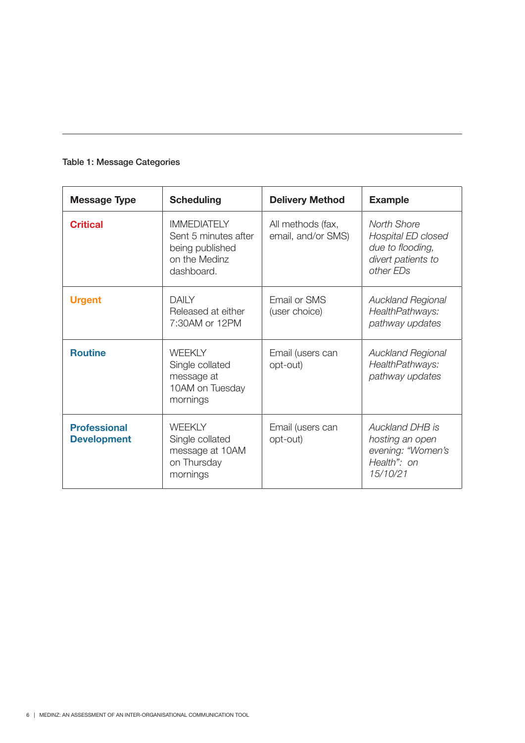Table 1: Message Categories

| Message Type | Scheduling | Delivery Method | Example |
|---|---|---|---|
| **Critical** | IMMEDIATELY Sent 5 minutes after being published on the Medinz dashboard. | All methods (fax, email, and/or SMS) | *North Shore Hospital ED closed due to flooding, divert patients to other EDs* |
| **Urgent** | DAILY Released at either 7:30AM or 12PM | Email or SMS (user choice) | *Auckland Regional HealthPathways: pathway updates* |
| **Routine** | WEEKLY Single collated message at 10AM on Tuesday mornings | Email (users can opt-out) | *Auckland Regional HealthPathways: pathway updates* |
| **Professional Development** | WEEKLY Single collated message at 10AM on Thursday mornings | Email (users can opt-out) | *Auckland DHB is hosting an open evening: "Women's Health": on 15/10/21* |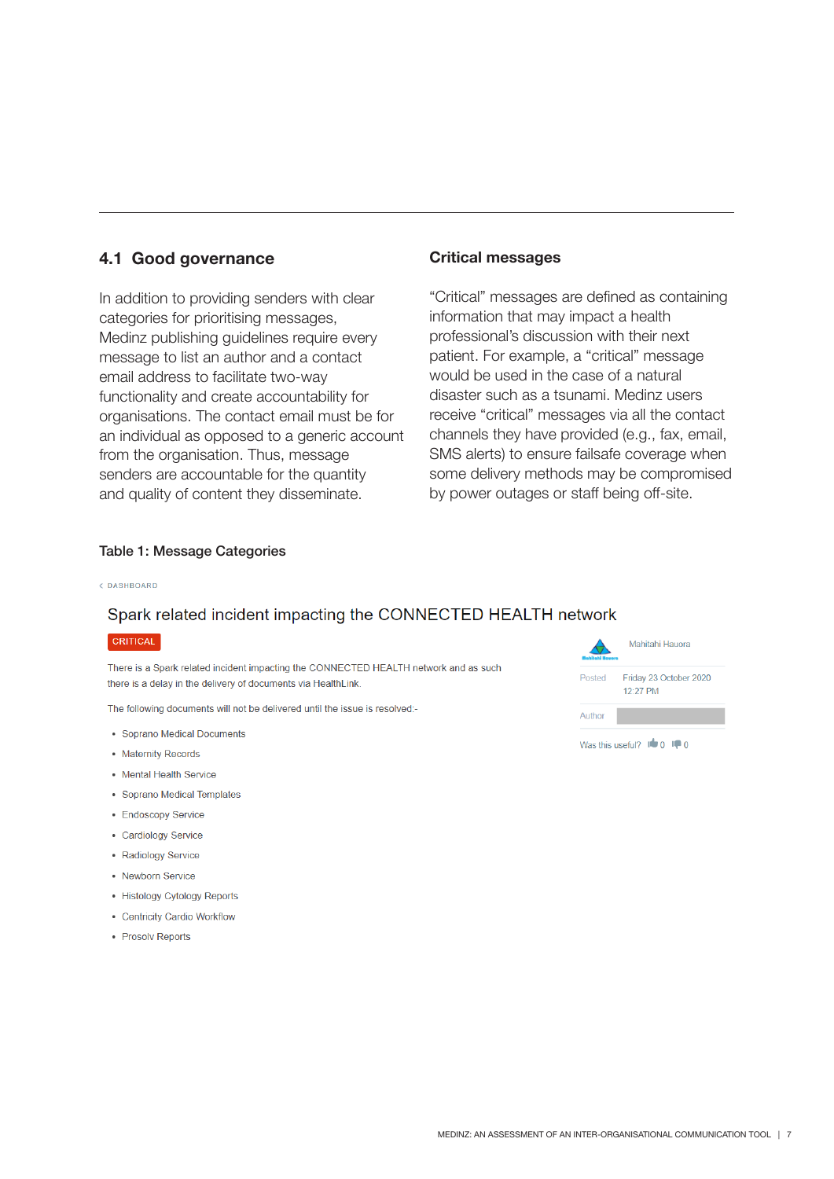## 4.1 Good governance

In addition to providing senders with clear categories for prioritising messages, Medinz publishing guidelines require every message to list an author and a contact email address to facilitate two-way functionality and create accountability for organisations. The contact email must be for an individual as opposed to a generic account from the organisation. Thus, message senders are accountable for the quantity and quality of content they disseminate.

### Critical messages

"Critical" messages are defined as containing information that may impact a health professional's discussion with their next patient. For example, a "critical" message would be used in the case of a natural disaster such as a tsunami. Medinz users receive "critical" messages via all the contact channels they have provided (e.g., fax, email, SMS alerts) to ensure failsafe coverage when some delivery methods may be compromised by power outages or staff being off-site.

**Table 1: Message Categories**

‹ DASHBOARD

Spark related incident impacting the CONNECTED HEALTH network

CRITICAL

There is a Spark related incident impacting the CONNECTED HEALTH network and as such there is a delay in the delivery of documents via HealthLink.

The following documents will not be delivered until the issue is resolved:-

- Soprano Medical Documents
- Maternity Records
- Mental Health Service
- Soprano Medical Templates
- Endoscopy Service
- Cardiology Service
- Radiology Service
- Newborn Service
- Histology Cytology Reports
- Centricity Cardio Workflow
- Prosolv Reports

Mahitahi Hauora

Posted: Friday 23 October 2020 12:27 PM

Author:

Was this useful? 0 0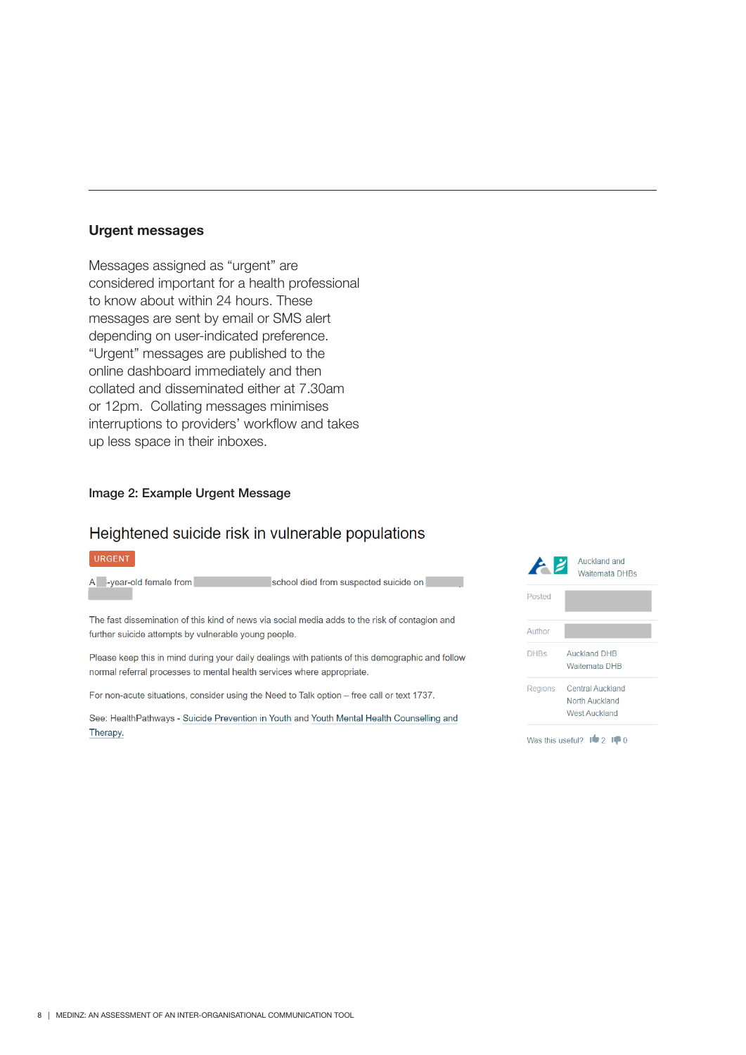## Urgent messages

Messages assigned as "urgent" are considered important for a health professional to know about within 24 hours. These messages are sent by email or SMS alert depending on user-indicated preference. "Urgent" messages are published to the online dashboard immediately and then collated and disseminated either at 7.30am or 12pm. Collating messages minimises interruptions to providers' workflow and takes up less space in their inboxes.

### Image 2: Example Urgent Message

## Heightened suicide risk in vulnerable populations

URGENT

A -year-old female from school died from suspected suicide on

The fast dissemination of this kind of news via social media adds to the risk of contagion and further suicide attempts by vulnerable young people.

Please keep this in mind during your daily dealings with patients of this demographic and follow normal referral processes to mental health services where appropriate.

For non-acute situations, consider using the Need to Talk option – free call or text 1737.

See: HealthPathways - Suicide Prevention in Youth and Youth Mental Health Counselling and Therapy.

Auckland and Waitemata DHBs

Posted

Author

DHBs: Auckland DHB, Waitemata DHB

Regions: Central Auckland, North Auckland, West Auckland

Was this useful? 2 0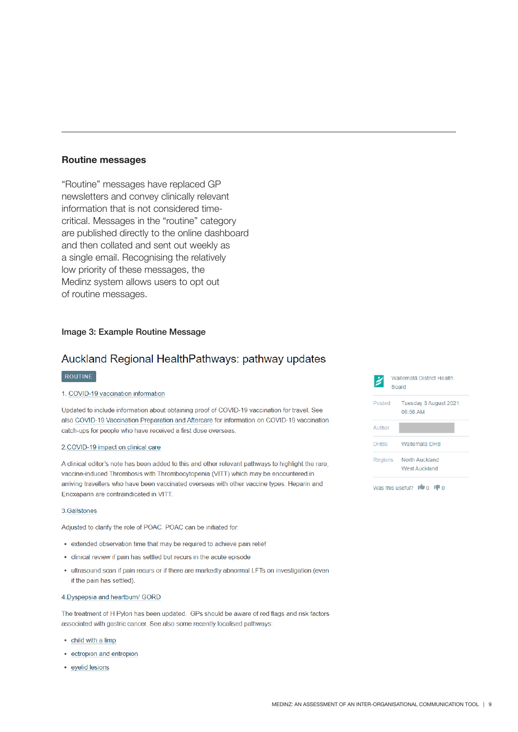## Routine messages

"Routine" messages have replaced GP newsletters and convey clinically relevant information that is not considered time-critical. Messages in the "routine" category are published directly to the online dashboard and then collated and sent out weekly as a single email. Recognising the relatively low priority of these messages, the Medinz system allows users to opt out of routine messages.

### Image 3: Example Routine Message

## Auckland Regional HealthPathways: pathway updates

ROUTINE

1. COVID-19 vaccination information

Updated to include information about obtaining proof of COVID-19 vaccination for travel. See also COVID-19 Vaccination Preparation and Aftercare for information on COVID-19 vaccination catch-ups for people who have received a first dose overseas.

2. COVID-19 impact on clinical care

A clinical editor's note has been added to this and other relevant pathways to highlight the rare, vaccine-induced Thrombosis with Thrombocytopenia (VITT) which may be encountered in arriving travellers who have been vaccinated overseas with other vaccine types. Heparin and Enoxaparin are contraindicated in VITT.

3. Gallstones

Adjusted to clarify the role of POAC. POAC can be initiated for:

- extended observation time that may be required to achieve pain relief
- clinical review if pain has settled but recurs in the acute episode
- ultrasound scan if pain recurs or if there are markedly abnormal LFTs on investigation (even if the pain has settled).

4. Dyspepsia and heartburn/ GORD

The treatment of H Pylori has been updated. GPs should be aware of red flags and risk factors associated with gastric cancer. See also some recently localised pathways:

- child with a limp
- ectropion and entropion
- eyelid lesions

Waitemata District Health Board

| | |
|---|---|
| Posted | Tuesday 3 August 2021 06:56 AM |
| Author | |
| DHBs | Waitemata DHB |
| Regions | North Auckland West Auckland |

Was this useful? 0 0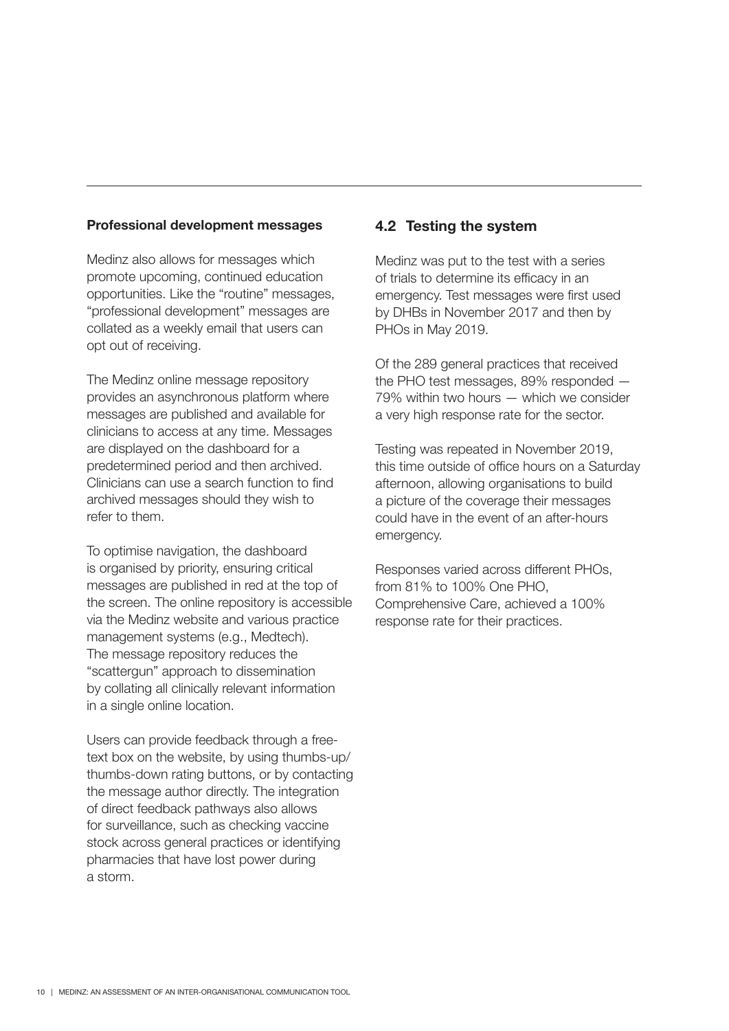### Professional development messages

Medinz also allows for messages which promote upcoming, continued education opportunities. Like the "routine" messages, "professional development" messages are collated as a weekly email that users can opt out of receiving.

The Medinz online message repository provides an asynchronous platform where messages are published and available for clinicians to access at any time. Messages are displayed on the dashboard for a predetermined period and then archived. Clinicians can use a search function to find archived messages should they wish to refer to them.

To optimise navigation, the dashboard is organised by priority, ensuring critical messages are published in red at the top of the screen. The online repository is accessible via the Medinz website and various practice management systems (e.g., Medtech). The message repository reduces the "scattergun" approach to dissemination by collating all clinically relevant information in a single online location.

Users can provide feedback through a free-text box on the website, by using thumbs-up/thumbs-down rating buttons, or by contacting the message author directly. The integration of direct feedback pathways also allows for surveillance, such as checking vaccine stock across general practices or identifying pharmacies that have lost power during a storm.

## 4.2 Testing the system

Medinz was put to the test with a series of trials to determine its efficacy in an emergency. Test messages were first used by DHBs in November 2017 and then by PHOs in May 2019.

Of the 289 general practices that received the PHO test messages, 89% responded — 79% within two hours — which we consider a very high response rate for the sector.

Testing was repeated in November 2019, this time outside of office hours on a Saturday afternoon, allowing organisations to build a picture of the coverage their messages could have in the event of an after-hours emergency.

Responses varied across different PHOs, from 81% to 100% One PHO, Comprehensive Care, achieved a 100% response rate for their practices.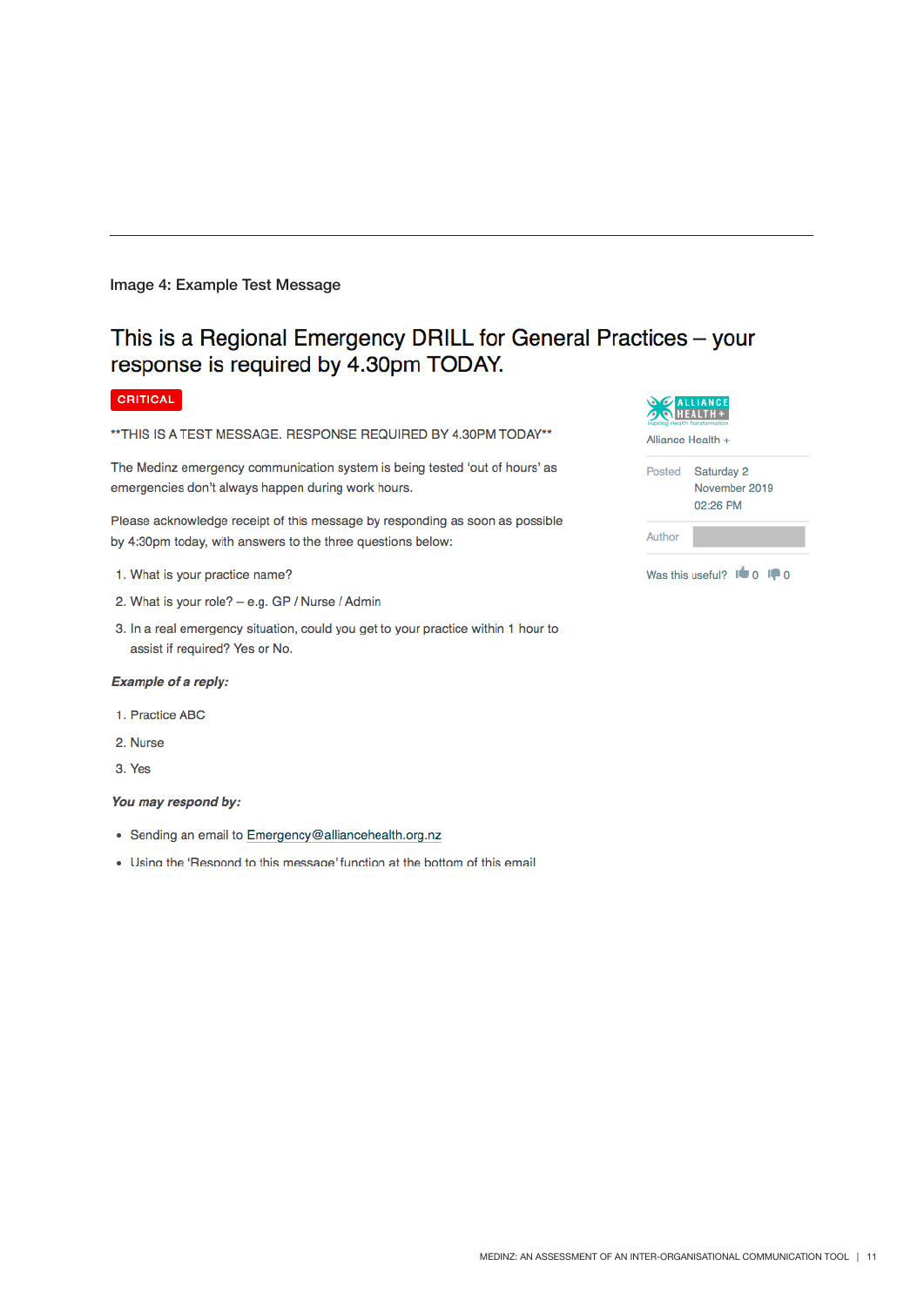Image 4: Example Test Message

# This is a Regional Emergency DRILL for General Practices – your response is required by 4.30pm TODAY.

CRITICAL

**THIS IS A TEST MESSAGE. RESPONSE REQUIRED BY 4.30PM TODAY**

The Medinz emergency communication system is being tested 'out of hours' as emergencies don't always happen during work hours.

Please acknowledge receipt of this message by responding as soon as possible by 4:30pm today, with answers to the three questions below:

1. What is your practice name?
2. What is your role? – e.g. GP / Nurse / Admin
3. In a real emergency situation, could you get to your practice within 1 hour to assist if required? Yes or No.

***Example of a reply:***

1. Practice ABC
2. Nurse
3. Yes

***You may respond by:***

- Sending an email to Emergency@alliancehealth.org.nz
- Using the 'Respond to this message' function at the bottom of this email

Alliance Health +

Posted Saturday 2 November 2019 02:26 PM

Author

Was this useful? 0 0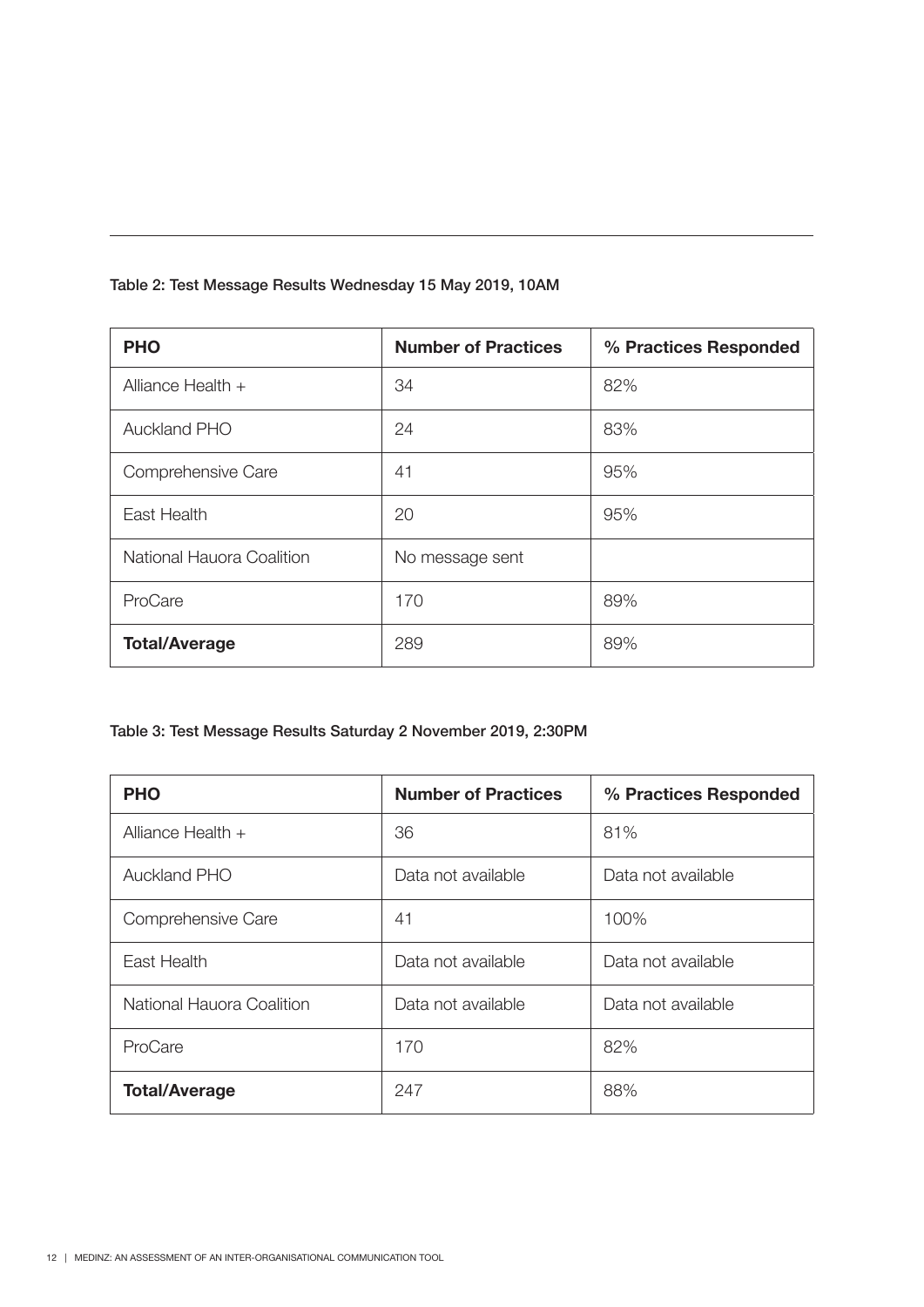Table 2: Test Message Results Wednesday 15 May 2019, 10AM

| PHO | Number of Practices | % Practices Responded |
|---|---|---|
| Alliance Health + | 34 | 82% |
| Auckland PHO | 24 | 83% |
| Comprehensive Care | 41 | 95% |
| East Health | 20 | 95% |
| National Hauora Coalition | No message sent | |
| ProCare | 170 | 89% |
| **Total/Average** | 289 | 89% |

Table 3: Test Message Results Saturday 2 November 2019, 2:30PM

| PHO | Number of Practices | % Practices Responded |
|---|---|---|
| Alliance Health + | 36 | 81% |
| Auckland PHO | Data not available | Data not available |
| Comprehensive Care | 41 | 100% |
| East Health | Data not available | Data not available |
| National Hauora Coalition | Data not available | Data not available |
| ProCare | 170 | 82% |
| **Total/Average** | 247 | 88% |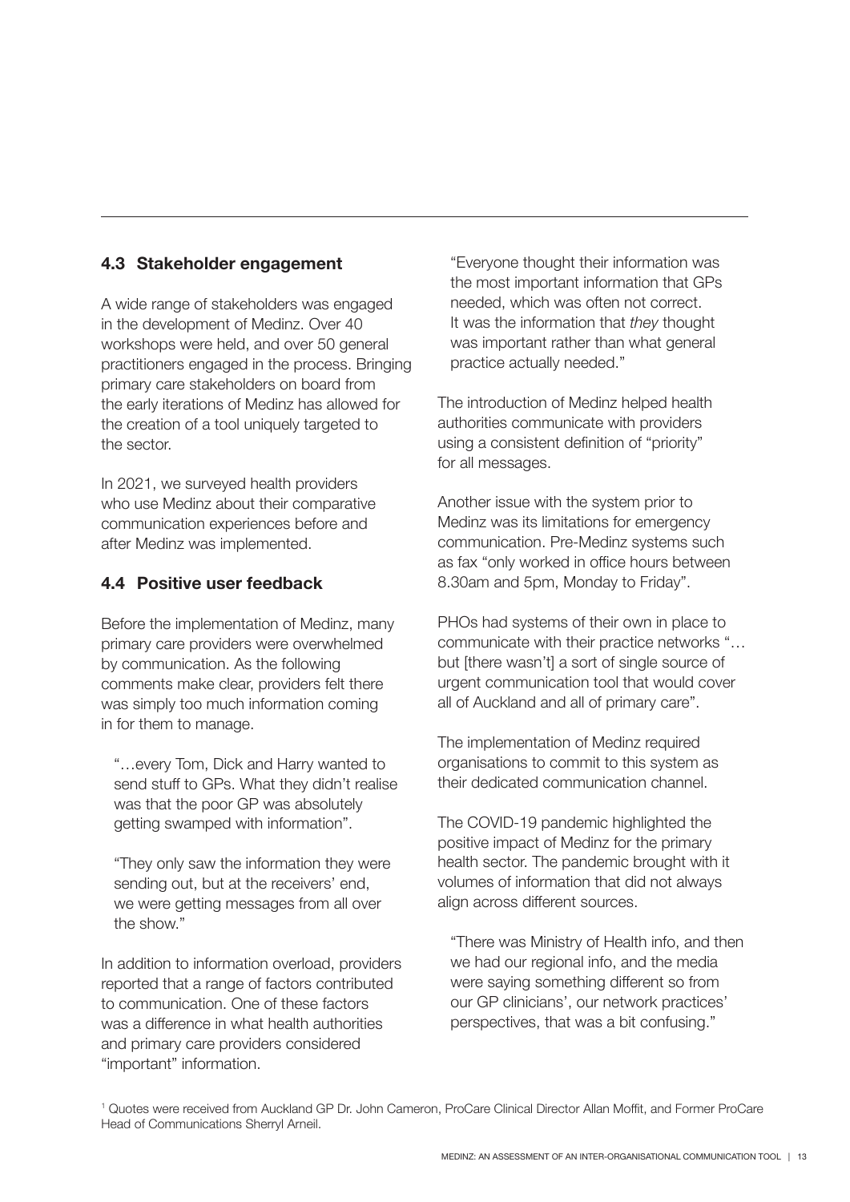## 4.3 Stakeholder engagement

A wide range of stakeholders was engaged in the development of Medinz. Over 40 workshops were held, and over 50 general practitioners engaged in the process. Bringing primary care stakeholders on board from the early iterations of Medinz has allowed for the creation of a tool uniquely targeted to the sector.

In 2021, we surveyed health providers who use Medinz about their comparative communication experiences before and after Medinz was implemented.

## 4.4 Positive user feedback

Before the implementation of Medinz, many primary care providers were overwhelmed by communication. As the following comments make clear, providers felt there was simply too much information coming in for them to manage.

> "…every Tom, Dick and Harry wanted to send stuff to GPs. What they didn't realise was that the poor GP was absolutely getting swamped with information".

> "They only saw the information they were sending out, but at the receivers' end, we were getting messages from all over the show."

In addition to information overload, providers reported that a range of factors contributed to communication. One of these factors was a difference in what health authorities and primary care providers considered "important" information.

> "Everyone thought their information was the most important information that GPs needed, which was often not correct. It was the information that *they* thought was important rather than what general practice actually needed."

The introduction of Medinz helped health authorities communicate with providers using a consistent definition of "priority" for all messages.

Another issue with the system prior to Medinz was its limitations for emergency communication. Pre-Medinz systems such as fax "only worked in office hours between 8.30am and 5pm, Monday to Friday".

PHOs had systems of their own in place to communicate with their practice networks "… but [there wasn't] a sort of single source of urgent communication tool that would cover all of Auckland and all of primary care".

The implementation of Medinz required organisations to commit to this system as their dedicated communication channel.

The COVID-19 pandemic highlighted the positive impact of Medinz for the primary health sector. The pandemic brought with it volumes of information that did not always align across different sources.

> "There was Ministry of Health info, and then we had our regional info, and the media were saying something different so from our GP clinicians', our network practices' perspectives, that was a bit confusing."

[1] Quotes were received from Auckland GP Dr. John Cameron, ProCare Clinical Director Allan Moffit, and Former ProCare Head of Communications Sherryl Arneil.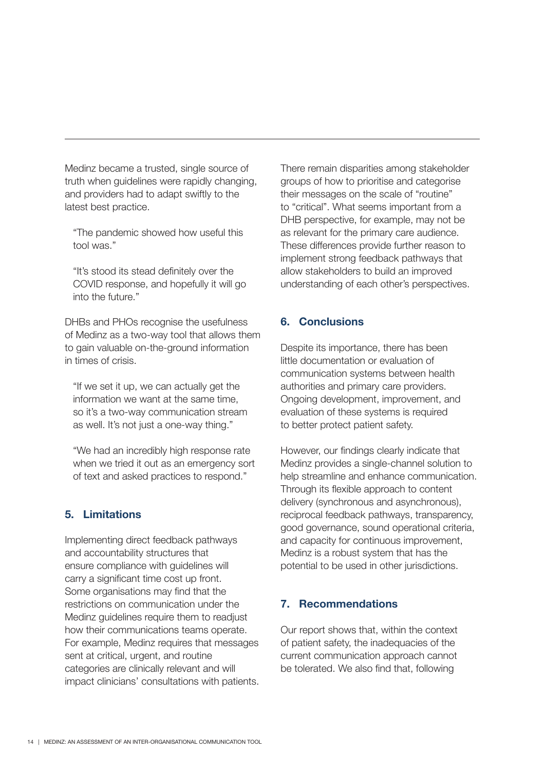Medinz became a trusted, single source of truth when guidelines were rapidly changing, and providers had to adapt swiftly to the latest best practice.

> "The pandemic showed how useful this tool was."

> "It's stood its stead definitely over the COVID response, and hopefully it will go into the future."

DHBs and PHOs recognise the usefulness of Medinz as a two-way tool that allows them to gain valuable on-the-ground information in times of crisis.

> "If we set it up, we can actually get the information we want at the same time, so it's a two-way communication stream as well. It's not just a one-way thing."

> "We had an incredibly high response rate when we tried it out as an emergency sort of text and asked practices to respond."

## 5. Limitations

Implementing direct feedback pathways and accountability structures that ensure compliance with guidelines will carry a significant time cost up front. Some organisations may find that the restrictions on communication under the Medinz guidelines require them to readjust how their communications teams operate. For example, Medinz requires that messages sent at critical, urgent, and routine categories are clinically relevant and will impact clinicians' consultations with patients.

There remain disparities among stakeholder groups of how to prioritise and categorise their messages on the scale of "routine" to "critical". What seems important from a DHB perspective, for example, may not be as relevant for the primary care audience. These differences provide further reason to implement strong feedback pathways that allow stakeholders to build an improved understanding of each other's perspectives.

## 6. Conclusions

Despite its importance, there has been little documentation or evaluation of communication systems between health authorities and primary care providers. Ongoing development, improvement, and evaluation of these systems is required to better protect patient safety.

However, our findings clearly indicate that Medinz provides a single-channel solution to help streamline and enhance communication. Through its flexible approach to content delivery (synchronous and asynchronous), reciprocal feedback pathways, transparency, good governance, sound operational criteria, and capacity for continuous improvement, Medinz is a robust system that has the potential to be used in other jurisdictions.

## 7. Recommendations

Our report shows that, within the context of patient safety, the inadequacies of the current communication approach cannot be tolerated. We also find that, following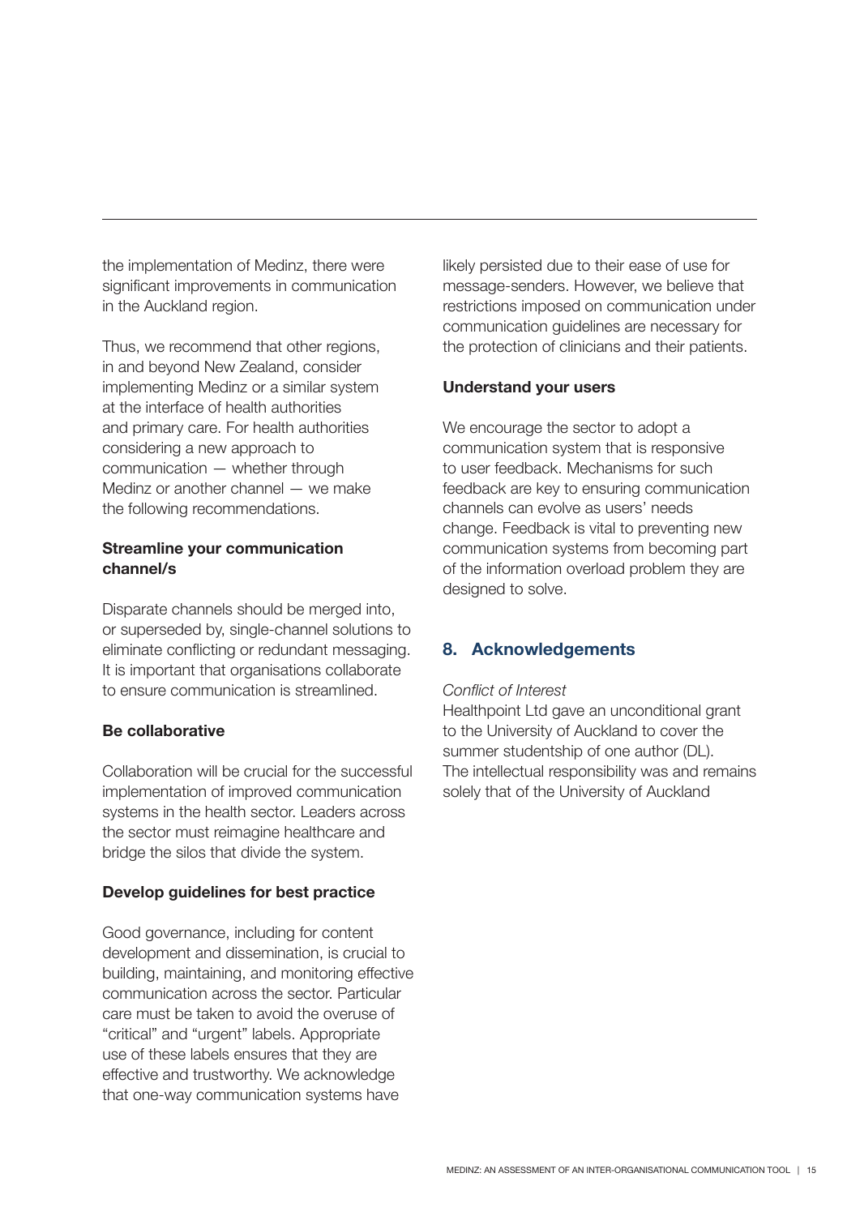the implementation of Medinz, there were significant improvements in communication in the Auckland region.

Thus, we recommend that other regions, in and beyond New Zealand, consider implementing Medinz or a similar system at the interface of health authorities and primary care. For health authorities considering a new approach to communication — whether through Medinz or another channel — we make the following recommendations.

**Streamline your communication channel/s**

Disparate channels should be merged into, or superseded by, single-channel solutions to eliminate conflicting or redundant messaging. It is important that organisations collaborate to ensure communication is streamlined.

**Be collaborative**

Collaboration will be crucial for the successful implementation of improved communication systems in the health sector. Leaders across the sector must reimagine healthcare and bridge the silos that divide the system.

**Develop guidelines for best practice**

Good governance, including for content development and dissemination, is crucial to building, maintaining, and monitoring effective communication across the sector. Particular care must be taken to avoid the overuse of "critical" and "urgent" labels. Appropriate use of these labels ensures that they are effective and trustworthy. We acknowledge that one-way communication systems have likely persisted due to their ease of use for message-senders. However, we believe that restrictions imposed on communication under communication guidelines are necessary for the protection of clinicians and their patients.

**Understand your users**

We encourage the sector to adopt a communication system that is responsive to user feedback. Mechanisms for such feedback are key to ensuring communication channels can evolve as users' needs change. Feedback is vital to preventing new communication systems from becoming part of the information overload problem they are designed to solve.

## 8. Acknowledgements

*Conflict of Interest*

Healthpoint Ltd gave an unconditional grant to the University of Auckland to cover the summer studentship of one author (DL). The intellectual responsibility was and remains solely that of the University of Auckland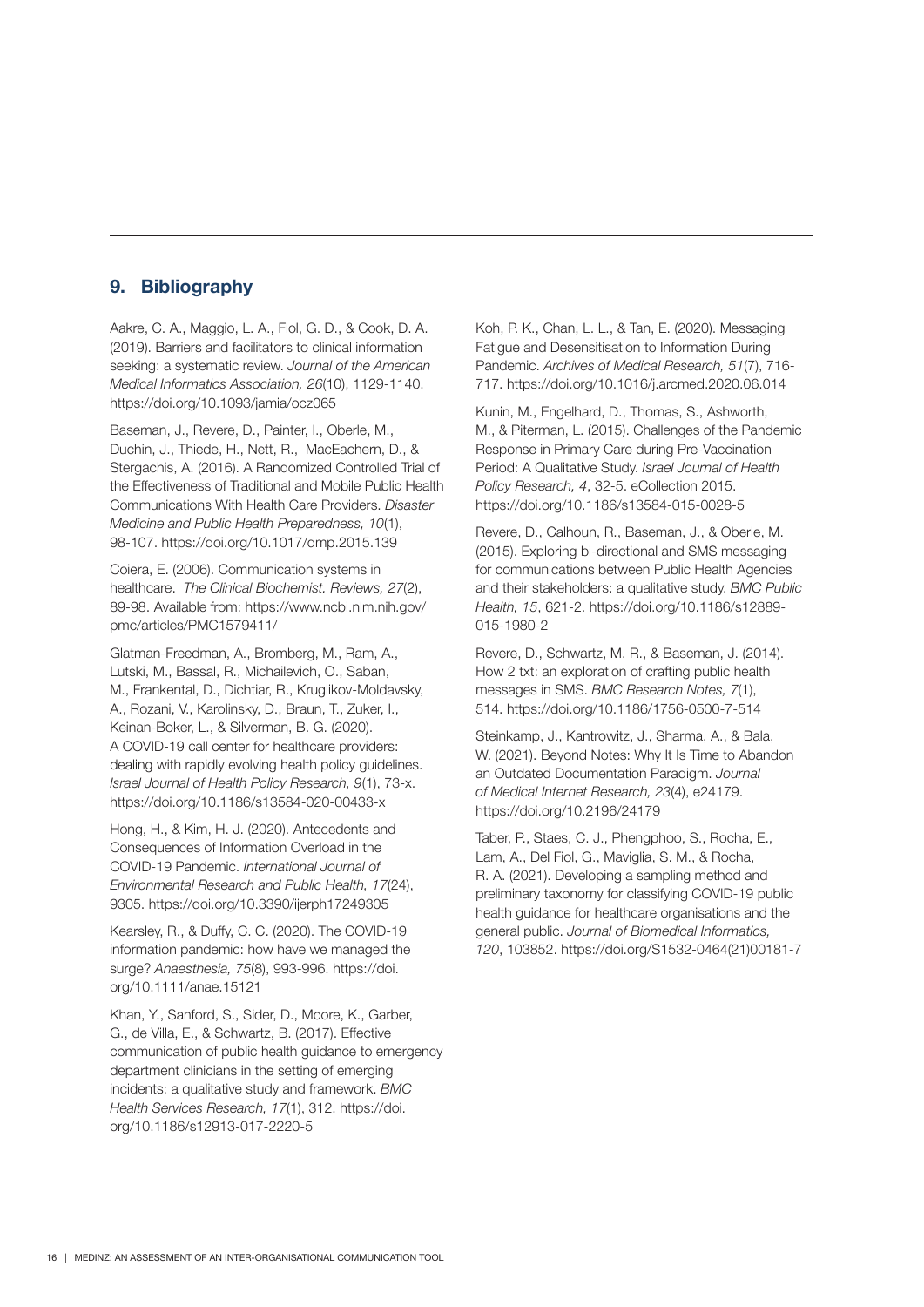## 9. Bibliography

Aakre, C. A., Maggio, L. A., Fiol, G. D., & Cook, D. A. (2019). Barriers and facilitators to clinical information seeking: a systematic review. *Journal of the American Medical Informatics Association, 26*(10), 1129-1140. https://doi.org/10.1093/jamia/ocz065

Baseman, J., Revere, D., Painter, I., Oberle, M., Duchin, J., Thiede, H., Nett, R., MacEachern, D., & Stergachis, A. (2016). A Randomized Controlled Trial of the Effectiveness of Traditional and Mobile Public Health Communications With Health Care Providers. *Disaster Medicine and Public Health Preparedness, 10*(1), 98-107. https://doi.org/10.1017/dmp.2015.139

Coiera, E. (2006). Communication systems in healthcare. *The Clinical Biochemist. Reviews, 27*(2), 89-98. Available from: https://www.ncbi.nlm.nih.gov/pmc/articles/PMC1579411/

Glatman-Freedman, A., Bromberg, M., Ram, A., Lutski, M., Bassal, R., Michailevich, O., Saban, M., Frankental, D., Dichtiar, R., Kruglikov-Moldavsky, A., Rozani, V., Karolinsky, D., Braun, T., Zuker, I., Keinan-Boker, L., & Silverman, B. G. (2020). A COVID-19 call center for healthcare providers: dealing with rapidly evolving health policy guidelines. *Israel Journal of Health Policy Research, 9*(1), 73-x. https://doi.org/10.1186/s13584-020-00433-x

Hong, H., & Kim, H. J. (2020). Antecedents and Consequences of Information Overload in the COVID-19 Pandemic. *International Journal of Environmental Research and Public Health, 17*(24), 9305. https://doi.org/10.3390/ijerph17249305

Kearsley, R., & Duffy, C. C. (2020). The COVID-19 information pandemic: how have we managed the surge? *Anaesthesia, 75*(8), 993-996. https://doi.org/10.1111/anae.15121

Khan, Y., Sanford, S., Sider, D., Moore, K., Garber, G., de Villa, E., & Schwartz, B. (2017). Effective communication of public health guidance to emergency department clinicians in the setting of emerging incidents: a qualitative study and framework. *BMC Health Services Research, 17*(1), 312. https://doi.org/10.1186/s12913-017-2220-5

Koh, P. K., Chan, L. L., & Tan, E. (2020). Messaging Fatigue and Desensitisation to Information During Pandemic. *Archives of Medical Research, 51*(7), 716-717. https://doi.org/10.1016/j.arcmed.2020.06.014

Kunin, M., Engelhard, D., Thomas, S., Ashworth, M., & Piterman, L. (2015). Challenges of the Pandemic Response in Primary Care during Pre-Vaccination Period: A Qualitative Study. *Israel Journal of Health Policy Research, 4*, 32-5. eCollection 2015. https://doi.org/10.1186/s13584-015-0028-5

Revere, D., Calhoun, R., Baseman, J., & Oberle, M. (2015). Exploring bi-directional and SMS messaging for communications between Public Health Agencies and their stakeholders: a qualitative study. *BMC Public Health, 15*, 621-2. https://doi.org/10.1186/s12889-015-1980-2

Revere, D., Schwartz, M. R., & Baseman, J. (2014). How 2 txt: an exploration of crafting public health messages in SMS. *BMC Research Notes, 7*(1), 514. https://doi.org/10.1186/1756-0500-7-514

Steinkamp, J., Kantrowitz, J., Sharma, A., & Bala, W. (2021). Beyond Notes: Why It Is Time to Abandon an Outdated Documentation Paradigm. *Journal of Medical Internet Research, 23*(4), e24179. https://doi.org/10.2196/24179

Taber, P., Staes, C. J., Phengphoo, S., Rocha, E., Lam, A., Del Fiol, G., Maviglia, S. M., & Rocha, R. A. (2021). Developing a sampling method and preliminary taxonomy for classifying COVID-19 public health guidance for healthcare organisations and the general public. *Journal of Biomedical Informatics, 120*, 103852. https://doi.org/S1532-0464(21)00181-7